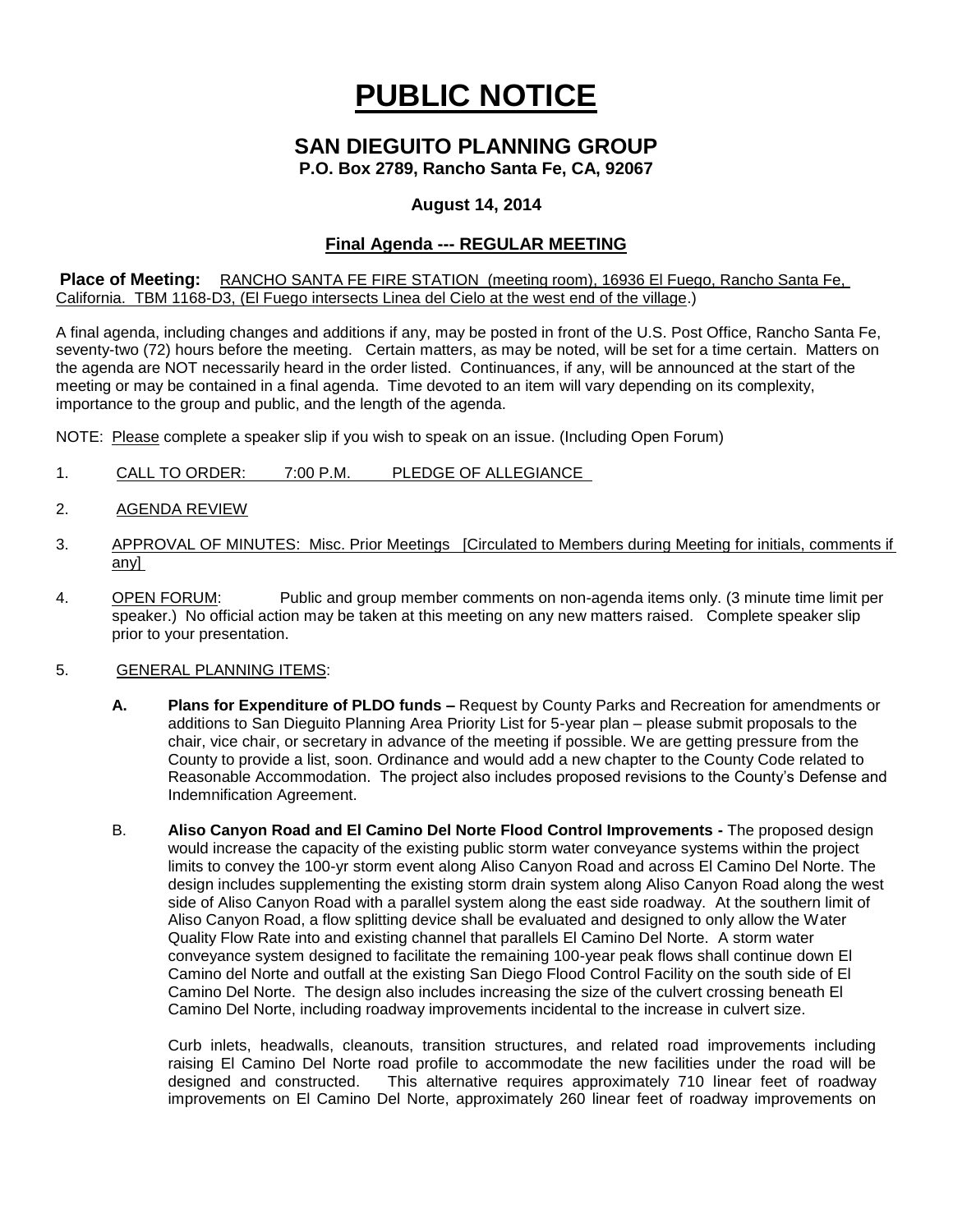# PUBLIC NOTICE

## SAN DIEGUITO PLANNING GROUP

**P.O. Box 2789, Rancho Santa Fe, CA, 92067**

**August 14, 2014**

**Final Agenda --- REGULAR MEETING**

**Place of Meeting:** RANCHO SANTA FE FIRE STATION (meeting room), 16936 El Fuego, Rancho Santa Fe, California. TBM 1168-D3, (El Fuego intersects Linea del Cielo at the west end of the village.)

A final agenda, including changes and additions if any, may be posted in front of the U.S. Post Office, Rancho Santa Fe, seventy-two (72) hours before the meeting. Certain matters, as may be noted, will be set for a time certain. Matters on the agenda are NOT necessarily heard in the order listed. Continuances, if any, will be announced at the start of the meeting or may be contained in a final agenda. Time devoted to an item will vary depending on its complexity, importance to the group and public, and the length of the agenda.

NOTE: Please complete a speaker slip if you wish to speak on an issue. (Including Open Forum)

1. CALL TO ORDER: 7:00 P.M. PLEDGE OF ALLEGIANCE

2. AGENDA REVIEW

3. APPROVAL OF MINUTES: Misc. Prior Meetings [Circulated to Members during Meeting for initials, comments if any]

4. OPEN FORUM: Public and group member comments on non-agenda items only. (3 minute time limit per speaker.) No official action may be taken at this meeting on any new matters raised. Complete speaker slip prior to your presentation.

5. GENERAL PLANNING ITEMS:

   **A. Plans for Expenditure of PLDO funds –** Request by County Parks and Recreation for amendments or additions to San Dieguito Planning Area Priority List for 5-year plan – please submit proposals to the chair, vice chair, or secretary in advance of the meeting if possible. We are getting pressure from the County to provide a list, soon. Ordinance and would add a new chapter to the County Code related to Reasonable Accommodation. The project also includes proposed revisions to the County's Defense and Indemnification Agreement.

   B. **Aliso Canyon Road and El Camino Del Norte Flood Control Improvements -** The proposed design would increase the capacity of the existing public storm water conveyance systems within the project limits to convey the 100-yr storm event along Aliso Canyon Road and across El Camino Del Norte. The design includes supplementing the existing storm drain system along Aliso Canyon Road along the west side of Aliso Canyon Road with a parallel system along the east side roadway. At the southern limit of Aliso Canyon Road, a flow splitting device shall be evaluated and designed to only allow the Water Quality Flow Rate into and existing channel that parallels El Camino Del Norte. A storm water conveyance system designed to facilitate the remaining 100-year peak flows shall continue down El Camino del Norte and outfall at the existing San Diego Flood Control Facility on the south side of El Camino Del Norte. The design also includes increasing the size of the culvert crossing beneath El Camino Del Norte, including roadway improvements incidental to the increase in culvert size.

   Curb inlets, headwalls, cleanouts, transition structures, and related road improvements including raising El Camino Del Norte road profile to accommodate the new facilities under the road will be designed and constructed. This alternative requires approximately 710 linear feet of roadway improvements on El Camino Del Norte, approximately 260 linear feet of roadway improvements on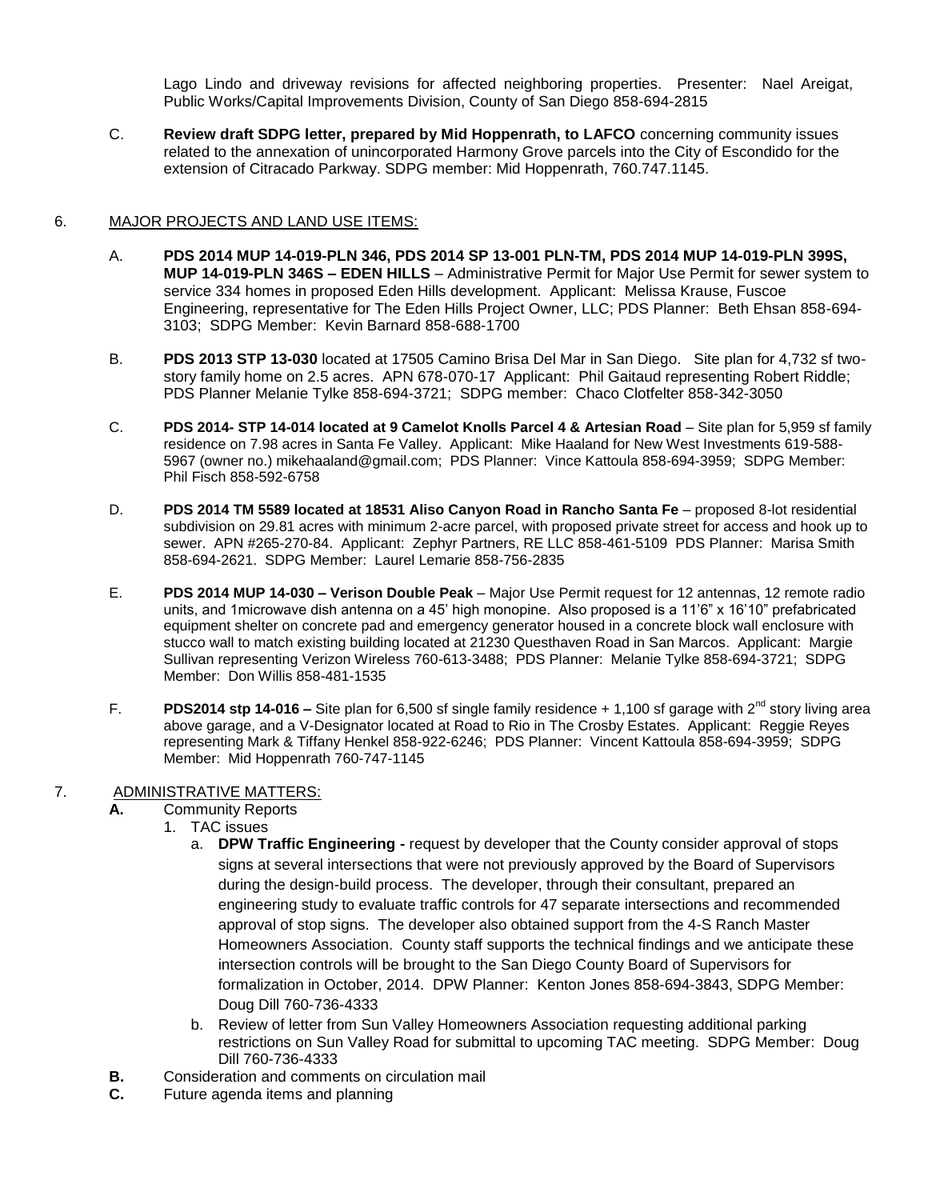Lago Lindo and driveway revisions for affected neighboring properties. Presenter: Nael Areigat, Public Works/Capital Improvements Division, County of San Diego 858-694-2815

C. **Review draft SDPG letter, prepared by Mid Hoppenrath, to LAFCO** concerning community issues related to the annexation of unincorporated Harmony Grove parcels into the City of Escondido for the extension of Citracado Parkway. SDPG member: Mid Hoppenrath, 760.747.1145.

6. MAJOR PROJECTS AND LAND USE ITEMS:

   A. **PDS 2014 MUP 14-019-PLN 346, PDS 2014 SP 13-001 PLN-TM, PDS 2014 MUP 14-019-PLN 399S, MUP 14-019-PLN 346S – EDEN HILLS** – Administrative Permit for Major Use Permit for sewer system to service 334 homes in proposed Eden Hills development. Applicant: Melissa Krause, Fuscoe Engineering, representative for The Eden Hills Project Owner, LLC; PDS Planner: Beth Ehsan 858-694-3103; SDPG Member: Kevin Barnard 858-688-1700

   B. **PDS 2013 STP 13-030** located at 17505 Camino Brisa Del Mar in San Diego. Site plan for 4,732 sf two-story family home on 2.5 acres. APN 678-070-17 Applicant: Phil Gaitaud representing Robert Riddle; PDS Planner Melanie Tylke 858-694-3721; SDPG member: Chaco Clotfelter 858-342-3050

   C. **PDS 2014- STP 14-014 located at 9 Camelot Knolls Parcel 4 & Artesian Road** – Site plan for 5,959 sf family residence on 7.98 acres in Santa Fe Valley. Applicant: Mike Haaland for New West Investments 619-588-5967 (owner no.) mikehaaland@gmail.com; PDS Planner: Vince Kattoula 858-694-3959; SDPG Member: Phil Fisch 858-592-6758

   D. **PDS 2014 TM 5589 located at 18531 Aliso Canyon Road in Rancho Santa Fe** – proposed 8-lot residential subdivision on 29.81 acres with minimum 2-acre parcel, with proposed private street for access and hook up to sewer. APN #265-270-84. Applicant: Zephyr Partners, RE LLC 858-461-5109 PDS Planner: Marisa Smith 858-694-2621. SDPG Member: Laurel Lemarie 858-756-2835

   E. **PDS 2014 MUP 14-030 – Verison Double Peak** – Major Use Permit request for 12 antennas, 12 remote radio units, and 1microwave dish antenna on a 45' high monopine. Also proposed is a 11'6" x 16'10" prefabricated equipment shelter on concrete pad and emergency generator housed in a concrete block wall enclosure with stucco wall to match existing building located at 21230 Questhaven Road in San Marcos. Applicant: Margie Sullivan representing Verizon Wireless 760-613-3488; PDS Planner: Melanie Tylke 858-694-3721; SDPG Member: Don Willis 858-481-1535

   F. **PDS2014 stp 14-016 –** Site plan for 6,500 sf single family residence + 1,100 sf garage with 2nd story living area above garage, and a V-Designator located at Road to Rio in The Crosby Estates. Applicant: Reggie Reyes representing Mark & Tiffany Henkel 858-922-6246; PDS Planner: Vincent Kattoula 858-694-3959; SDPG Member: Mid Hoppenrath 760-747-1145

7. ADMINISTRATIVE MATTERS:

   **A.** Community Reports

   1. TAC issues

      a. **DPW Traffic Engineering -** request by developer that the County consider approval of stops signs at several intersections that were not previously approved by the Board of Supervisors during the design-build process. The developer, through their consultant, prepared an engineering study to evaluate traffic controls for 47 separate intersections and recommended approval of stop signs. The developer also obtained support from the 4-S Ranch Master Homeowners Association. County staff supports the technical findings and we anticipate these intersection controls will be brought to the San Diego County Board of Supervisors for formalization in October, 2014. DPW Planner: Kenton Jones 858-694-3843, SDPG Member: Doug Dill 760-736-4333

      b. Review of letter from Sun Valley Homeowners Association requesting additional parking restrictions on Sun Valley Road for submittal to upcoming TAC meeting. SDPG Member: Doug Dill 760-736-4333

   **B.** Consideration and comments on circulation mail

   **C.** Future agenda items and planning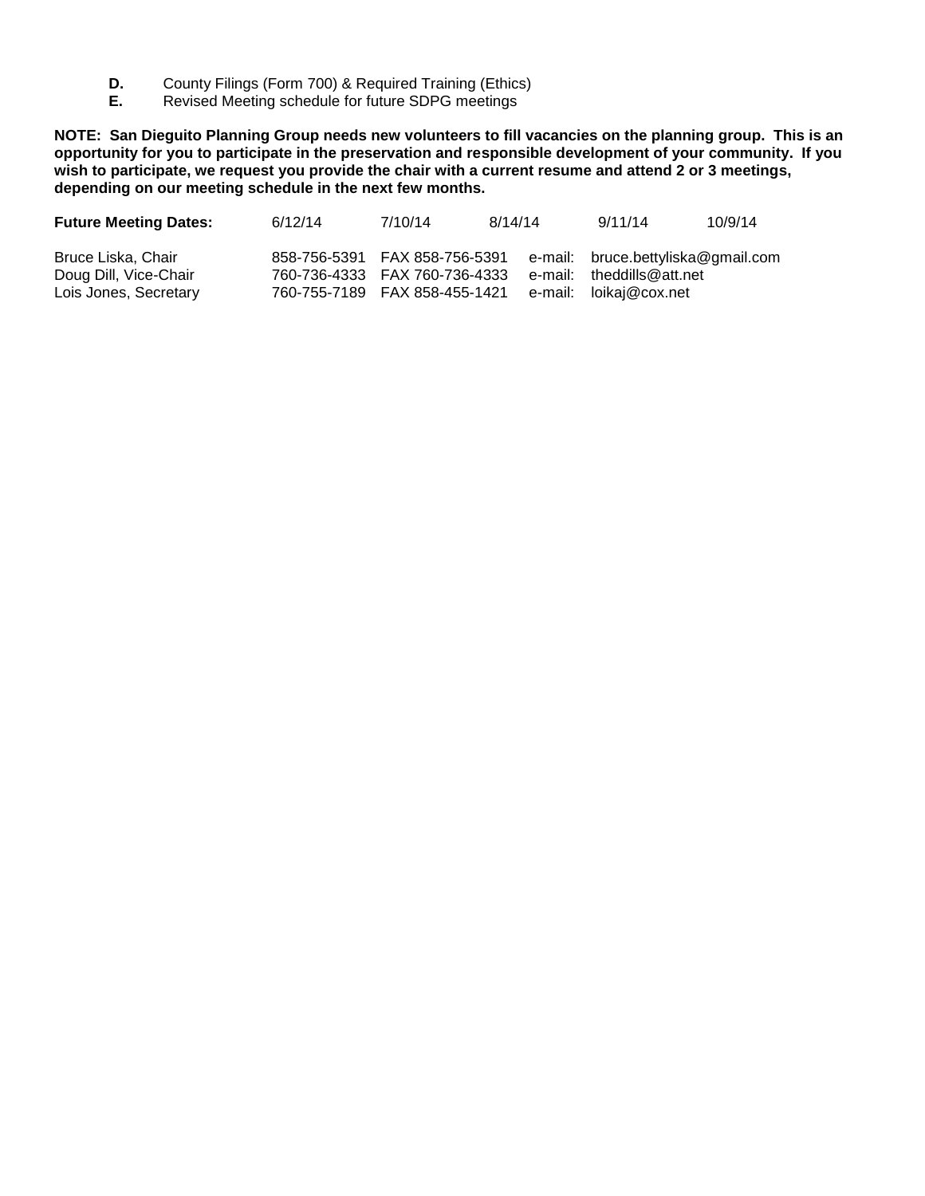**D.** County Filings (Form 700) & Required Training (Ethics)
**E.** Revised Meeting schedule for future SDPG meetings

**NOTE: San Dieguito Planning Group needs new volunteers to fill vacancies on the planning group. This is an opportunity for you to participate in the preservation and responsible development of your community. If you wish to participate, we request you provide the chair with a current resume and attend 2 or 3 meetings, depending on our meeting schedule in the next few months.**

**Future Meeting Dates:** 6/12/14 7/10/14 8/14/14 9/11/14 10/9/14

| | | | |
|---|---|---|---|
| Bruce Liska, Chair | 858-756-5391 | FAX 858-756-5391 | e-mail: bruce.bettyliska@gmail.com |
| Doug Dill, Vice-Chair | 760-736-4333 | FAX 760-736-4333 | e-mail: theddills@att.net |
| Lois Jones, Secretary | 760-755-7189 | FAX 858-455-1421 | e-mail: loikaj@cox.net |